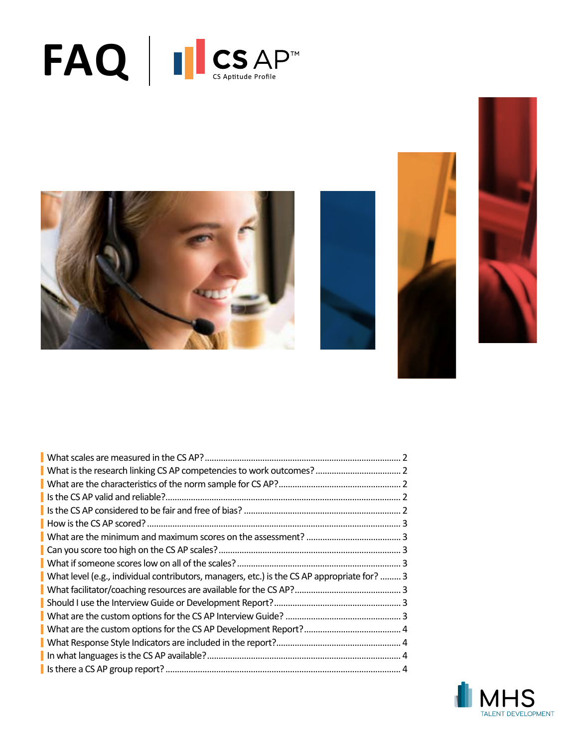# FAQ | CS AP™

CS Aptitude Profile

- What scales are measured in the CS AP? ........ 2
- What is the research linking CS AP competencies to work outcomes? ........ 2
- What are the characteristics of the norm sample for CS AP? ........ 2
- Is the CS AP valid and reliable? ........ 2
- Is the CS AP considered to be fair and free of bias? ........ 2
- How is the CS AP scored? ........ 3
- What are the minimum and maximum scores on the assessment? ........ 3
- Can you score too high on the CS AP scales? ........ 3
- What if someone scores low on all of the scales? ........ 3
- What level (e.g., individual contributors, managers, etc.) is the CS AP appropriate for? ........ 3
- What facilitator/coaching resources are available for the CS AP? ........ 3
- Should I use the Interview Guide or Development Report? ........ 3
- What are the custom options for the CS AP Interview Guide? ........ 3
- What are the custom options for the CS AP Development Report? ........ 4
- What Response Style Indicators are included in the report? ........ 4
- In what languages is the CS AP available? ........ 4
- Is there a CS AP group report? ........ 4

MHS TALENT DEVELOPMENT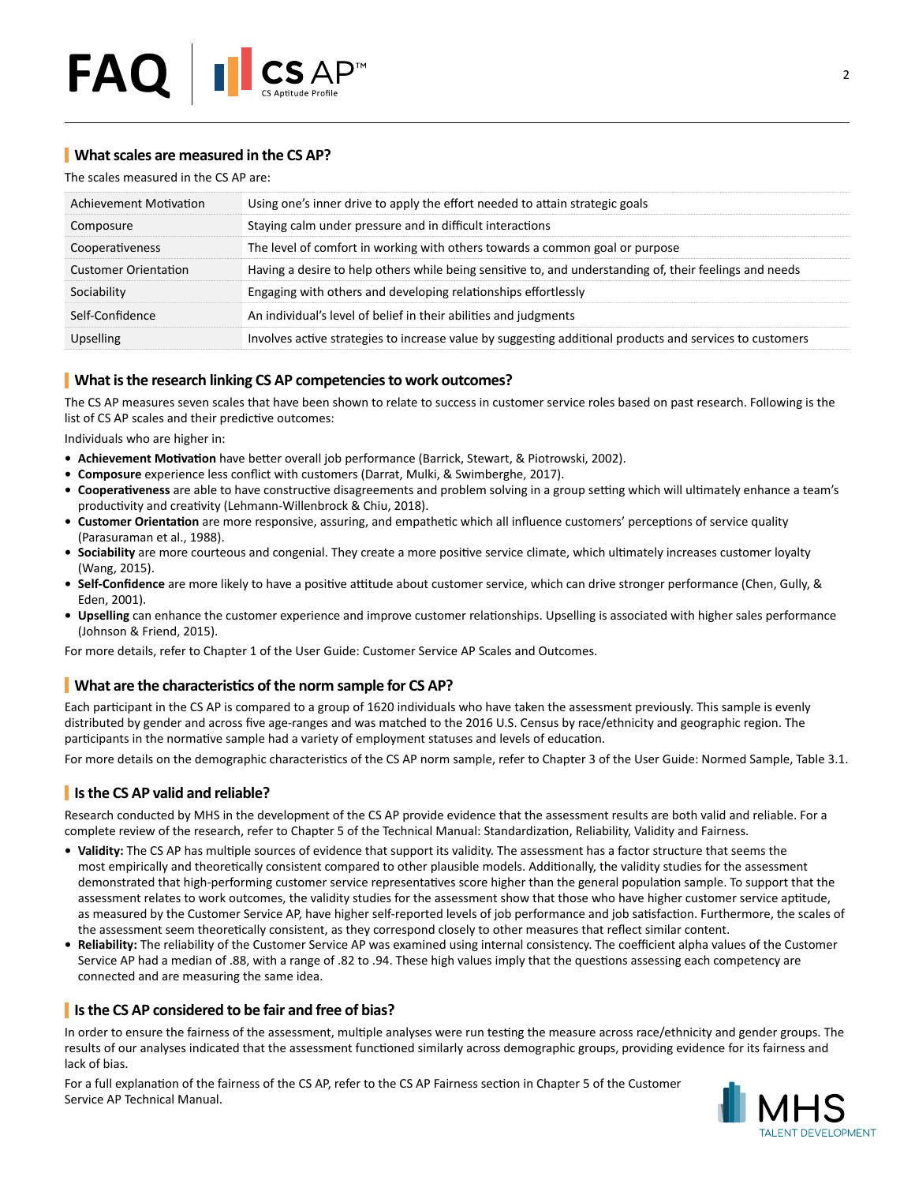## What scales are measured in the CS AP?

The scales measured in the CS AP are:

| | |
|---|---|
| Achievement Motivation | Using one's inner drive to apply the effort needed to attain strategic goals |
| Composure | Staying calm under pressure and in difficult interactions |
| Cooperativeness | The level of comfort in working with others towards a common goal or purpose |
| Customer Orientation | Having a desire to help others while being sensitive to, and understanding of, their feelings and needs |
| Sociability | Engaging with others and developing relationships effortlessly |
| Self-Confidence | An individual's level of belief in their abilities and judgments |
| Upselling | Involves active strategies to increase value by suggesting additional products and services to customers |

## What is the research linking CS AP competencies to work outcomes?

The CS AP measures seven scales that have been shown to relate to success in customer service roles based on past research. Following is the list of CS AP scales and their predictive outcomes:

Individuals who are higher in:

- **Achievement Motivation** have better overall job performance (Barrick, Stewart, & Piotrowski, 2002).
- **Composure** experience less conflict with customers (Darrat, Mulki, & Swimberghe, 2017).
- **Cooperativeness** are able to have constructive disagreements and problem solving in a group setting which will ultimately enhance a team's productivity and creativity (Lehmann-Willenbrock & Chiu, 2018).
- **Customer Orientation** are more responsive, assuring, and empathetic which all influence customers' perceptions of service quality (Parasuraman et al., 1988).
- **Sociability** are more courteous and congenial. They create a more positive service climate, which ultimately increases customer loyalty (Wang, 2015).
- **Self-Confidence** are more likely to have a positive attitude about customer service, which can drive stronger performance (Chen, Gully, & Eden, 2001).
- **Upselling** can enhance the customer experience and improve customer relationships. Upselling is associated with higher sales performance (Johnson & Friend, 2015).

For more details, refer to Chapter 1 of the User Guide: Customer Service AP Scales and Outcomes.

## What are the characteristics of the norm sample for CS AP?

Each participant in the CS AP is compared to a group of 1620 individuals who have taken the assessment previously. This sample is evenly distributed by gender and across five age-ranges and was matched to the 2016 U.S. Census by race/ethnicity and geographic region. The participants in the normative sample had a variety of employment statuses and levels of education.

For more details on the demographic characteristics of the CS AP norm sample, refer to Chapter 3 of the User Guide: Normed Sample, Table 3.1.

## Is the CS AP valid and reliable?

Research conducted by MHS in the development of the CS AP provide evidence that the assessment results are both valid and reliable. For a complete review of the research, refer to Chapter 5 of the Technical Manual: Standardization, Reliability, Validity and Fairness.

- **Validity:** The CS AP has multiple sources of evidence that support its validity. The assessment has a factor structure that seems the most empirically and theoretically consistent compared to other plausible models. Additionally, the validity studies for the assessment demonstrated that high-performing customer service representatives score higher than the general population sample. To support that the assessment relates to work outcomes, the validity studies for the assessment show that those who have higher customer service aptitude, as measured by the Customer Service AP, have higher self-reported levels of job performance and job satisfaction. Furthermore, the scales of the assessment seem theoretically consistent, as they correspond closely to other measures that reflect similar content.
- **Reliability:** The reliability of the Customer Service AP was examined using internal consistency. The coefficient alpha values of the Customer Service AP had a median of .88, with a range of .82 to .94. These high values imply that the questions assessing each competency are connected and are measuring the same idea.

## Is the CS AP considered to be fair and free of bias?

In order to ensure the fairness of the assessment, multiple analyses were run testing the measure across race/ethnicity and gender groups. The results of our analyses indicated that the assessment functioned similarly across demographic groups, providing evidence for its fairness and lack of bias.

For a full explanation of the fairness of the CS AP, refer to the CS AP Fairness section in Chapter 5 of the Customer Service AP Technical Manual.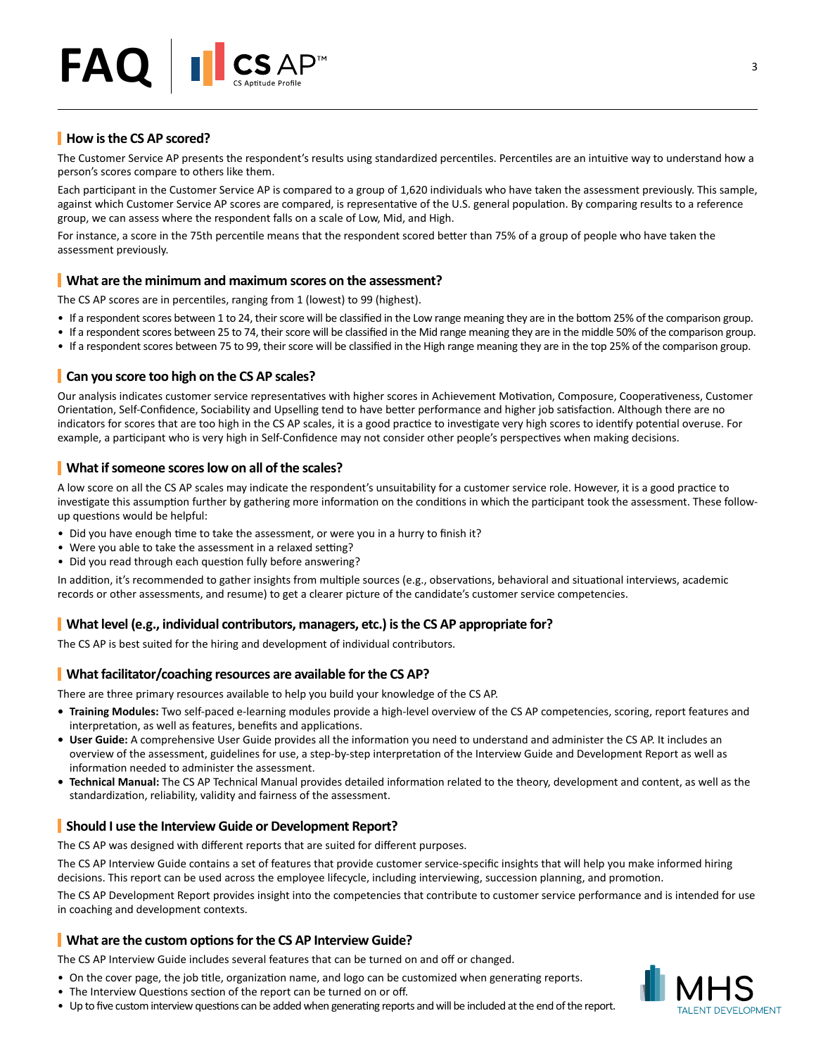## How is the CS AP scored?

The Customer Service AP presents the respondent's results using standardized percentiles. Percentiles are an intuitive way to understand how a person's scores compare to others like them.

Each participant in the Customer Service AP is compared to a group of 1,620 individuals who have taken the assessment previously. This sample, against which Customer Service AP scores are compared, is representative of the U.S. general population. By comparing results to a reference group, we can assess where the respondent falls on a scale of Low, Mid, and High.

For instance, a score in the 75th percentile means that the respondent scored better than 75% of a group of people who have taken the assessment previously.

## What are the minimum and maximum scores on the assessment?

The CS AP scores are in percentiles, ranging from 1 (lowest) to 99 (highest).

- If a respondent scores between 1 to 24, their score will be classified in the Low range meaning they are in the bottom 25% of the comparison group.
- If a respondent scores between 25 to 74, their score will be classified in the Mid range meaning they are in the middle 50% of the comparison group.
- If a respondent scores between 75 to 99, their score will be classified in the High range meaning they are in the top 25% of the comparison group.

## Can you score too high on the CS AP scales?

Our analysis indicates customer service representatives with higher scores in Achievement Motivation, Composure, Cooperativeness, Customer Orientation, Self-Confidence, Sociability and Upselling tend to have better performance and higher job satisfaction. Although there are no indicators for scores that are too high in the CS AP scales, it is a good practice to investigate very high scores to identify potential overuse. For example, a participant who is very high in Self-Confidence may not consider other people's perspectives when making decisions.

## What if someone scores low on all of the scales?

A low score on all the CS AP scales may indicate the respondent's unsuitability for a customer service role. However, it is a good practice to investigate this assumption further by gathering more information on the conditions in which the participant took the assessment. These follow-up questions would be helpful:

- Did you have enough time to take the assessment, or were you in a hurry to finish it?
- Were you able to take the assessment in a relaxed setting?
- Did you read through each question fully before answering?

In addition, it's recommended to gather insights from multiple sources (e.g., observations, behavioral and situational interviews, academic records or other assessments, and resume) to get a clearer picture of the candidate's customer service competencies.

## What level (e.g., individual contributors, managers, etc.) is the CS AP appropriate for?

The CS AP is best suited for the hiring and development of individual contributors.

## What facilitator/coaching resources are available for the CS AP?

There are three primary resources available to help you build your knowledge of the CS AP.

- **Training Modules:** Two self-paced e-learning modules provide a high-level overview of the CS AP competencies, scoring, report features and interpretation, as well as features, benefits and applications.
- **User Guide:** A comprehensive User Guide provides all the information you need to understand and administer the CS AP. It includes an overview of the assessment, guidelines for use, a step-by-step interpretation of the Interview Guide and Development Report as well as information needed to administer the assessment.
- **Technical Manual:** The CS AP Technical Manual provides detailed information related to the theory, development and content, as well as the standardization, reliability, validity and fairness of the assessment.

## Should I use the Interview Guide or Development Report?

The CS AP was designed with different reports that are suited for different purposes.

The CS AP Interview Guide contains a set of features that provide customer service-specific insights that will help you make informed hiring decisions. This report can be used across the employee lifecycle, including interviewing, succession planning, and promotion.

The CS AP Development Report provides insight into the competencies that contribute to customer service performance and is intended for use in coaching and development contexts.

## What are the custom options for the CS AP Interview Guide?

The CS AP Interview Guide includes several features that can be turned on and off or changed.

- On the cover page, the job title, organization name, and logo can be customized when generating reports.
- The Interview Questions section of the report can be turned on or off.
- Up to five custom interview questions can be added when generating reports and will be included at the end of the report.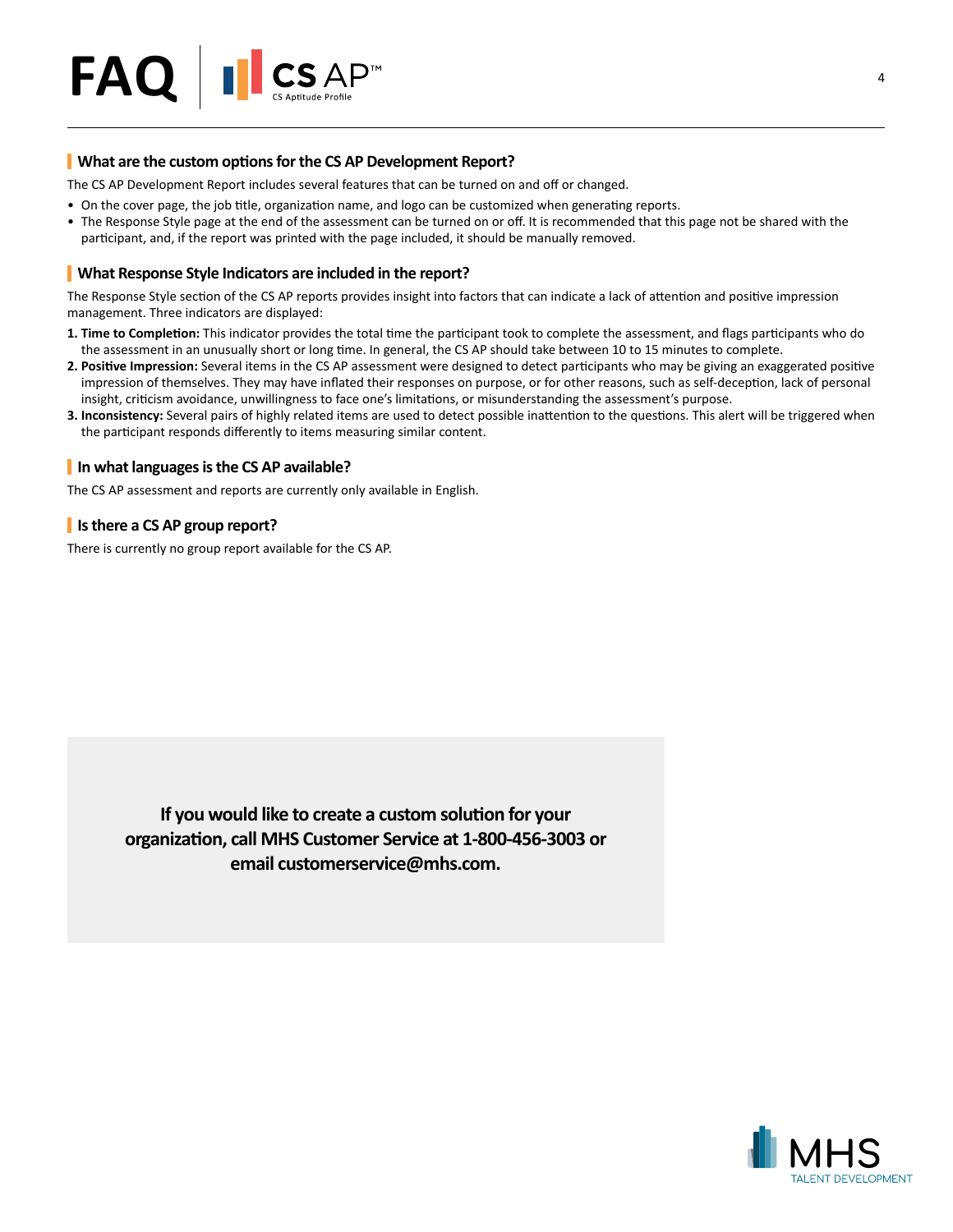### What are the custom options for the CS AP Development Report?

The CS AP Development Report includes several features that can be turned on and off or changed.

- On the cover page, the job title, organization name, and logo can be customized when generating reports.
- The Response Style page at the end of the assessment can be turned on or off. It is recommended that this page not be shared with the participant, and, if the report was printed with the page included, it should be manually removed.

### What Response Style Indicators are included in the report?

The Response Style section of the CS AP reports provides insight into factors that can indicate a lack of attention and positive impression management. Three indicators are displayed:

1. **Time to Completion:** This indicator provides the total time the participant took to complete the assessment, and flags participants who do the assessment in an unusually short or long time. In general, the CS AP should take between 10 to 15 minutes to complete.
2. **Positive Impression:** Several items in the CS AP assessment were designed to detect participants who may be giving an exaggerated positive impression of themselves. They may have inflated their responses on purpose, or for other reasons, such as self-deception, lack of personal insight, criticism avoidance, unwillingness to face one's limitations, or misunderstanding the assessment's purpose.
3. **Inconsistency:** Several pairs of highly related items are used to detect possible inattention to the questions. This alert will be triggered when the participant responds differently to items measuring similar content.

### In what languages is the CS AP available?

The CS AP assessment and reports are currently only available in English.

### Is there a CS AP group report?

There is currently no group report available for the CS AP.

**If you would like to create a custom solution for your organization, call MHS Customer Service at 1-800-456-3003 or email customerservice@mhs.com.**